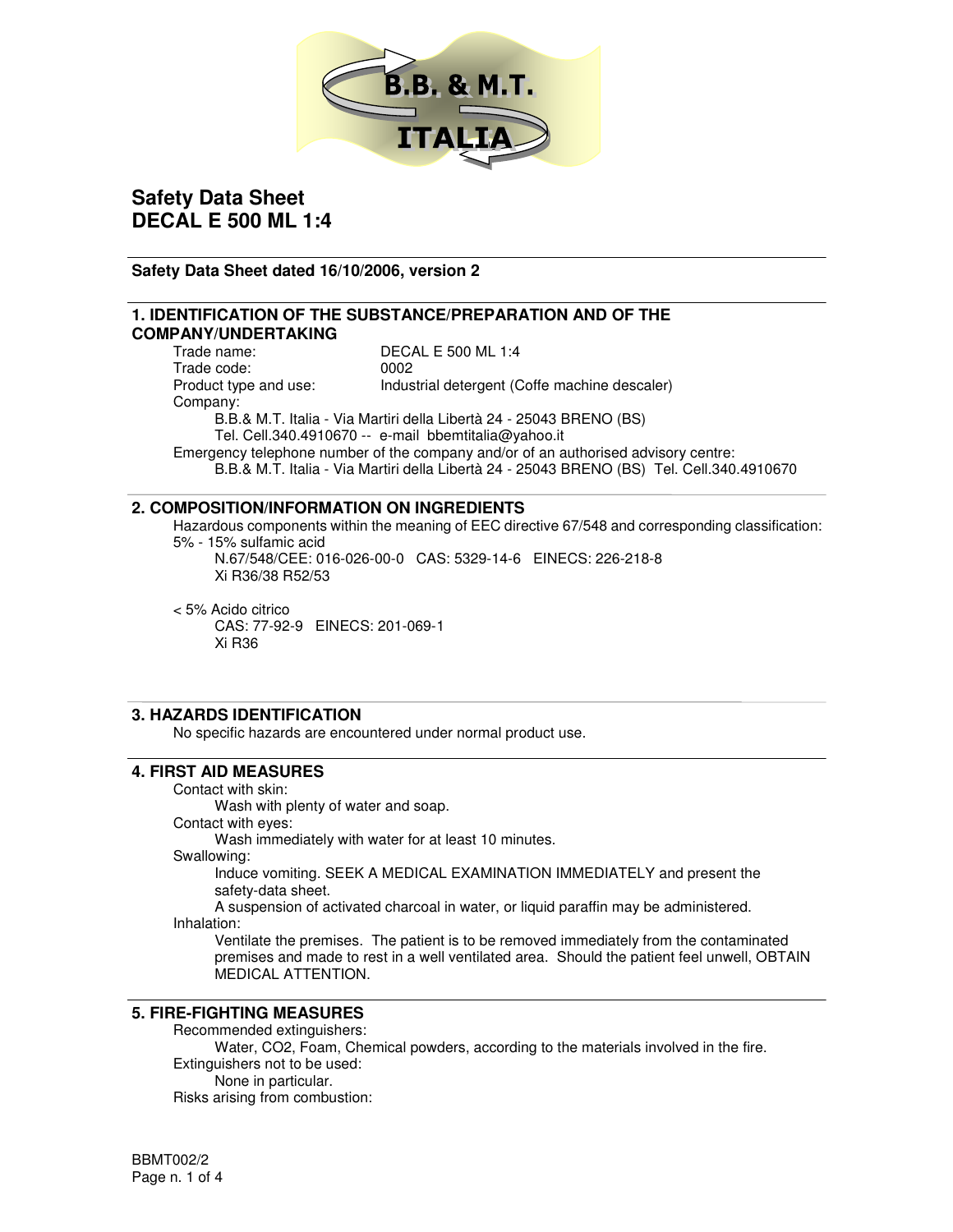B.B. & M.T. ITALIA

# Safety Data Sheet
# DECAL E 500 ML 1:4

**Safety Data Sheet dated 16/10/2006, version 2**

## 1. IDENTIFICATION OF THE SUBSTANCE/PREPARATION AND OF THE COMPANY/UNDERTAKING

Trade name: DECAL E 500 ML 1:4
Trade code: 0002
Product type and use: Industrial detergent (Coffe machine descaler)
Company:
B.B.& M.T. Italia - Via Martiri della Libertà 24 - 25043 BRENO (BS)
Tel. Cell.340.4910670 -- e-mail bbemtitalia@yahoo.it
Emergency telephone number of the company and/or of an authorised advisory centre:
B.B.& M.T. Italia - Via Martiri della Libertà 24 - 25043 BRENO (BS) Tel. Cell.340.4910670

## 2. COMPOSITION/INFORMATION ON INGREDIENTS

Hazardous components within the meaning of EEC directive 67/548 and corresponding classification:

5% - 15% sulfamic acid
N.67/548/CEE: 016-026-00-0 CAS: 5329-14-6 EINECS: 226-218-8
Xi R36/38 R52/53

< 5% Acido citrico
CAS: 77-92-9 EINECS: 201-069-1
Xi R36

## 3. HAZARDS IDENTIFICATION

No specific hazards are encountered under normal product use.

## 4. FIRST AID MEASURES

Contact with skin:
Wash with plenty of water and soap.
Contact with eyes:
Wash immediately with water for at least 10 minutes.
Swallowing:
Induce vomiting. SEEK A MEDICAL EXAMINATION IMMEDIATELY and present the safety-data sheet.
A suspension of activated charcoal in water, or liquid paraffin may be administered.
Inhalation:
Ventilate the premises. The patient is to be removed immediately from the contaminated premises and made to rest in a well ventilated area. Should the patient feel unwell, OBTAIN MEDICAL ATTENTION.

## 5. FIRE-FIGHTING MEASURES

Recommended extinguishers:
Water, $CO_2$, Foam, Chemical powders, according to the materials involved in the fire.
Extinguishers not to be used:
None in particular.
Risks arising from combustion:

BBMT002/2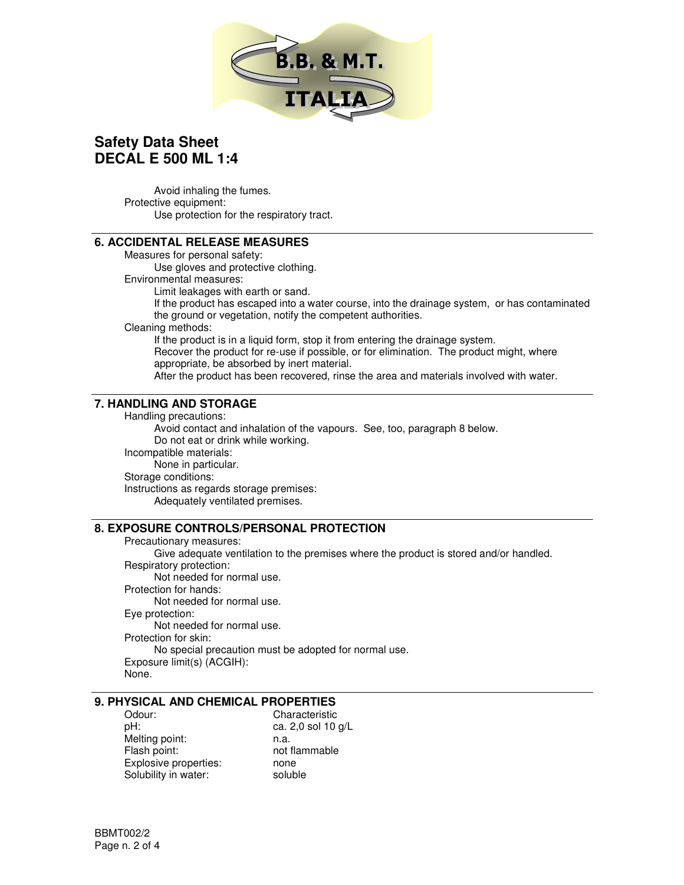Avoid inhaling the fumes.

Protective equipment:

Use protection for the respiratory tract.

## 6. ACCIDENTAL RELEASE MEASURES

Measures for personal safety:

Use gloves and protective clothing.

Environmental measures:

Limit leakages with earth or sand.

If the product has escaped into a water course, into the drainage system, or has contaminated the ground or vegetation, notify the competent authorities.

Cleaning methods:

If the product is in a liquid form, stop it from entering the drainage system.

Recover the product for re-use if possible, or for elimination. The product might, where appropriate, be absorbed by inert material.

After the product has been recovered, rinse the area and materials involved with water.

## 7. HANDLING AND STORAGE

Handling precautions:

Avoid contact and inhalation of the vapours. See, too, paragraph 8 below.

Do not eat or drink while working.

Incompatible materials:

None in particular.

Storage conditions:

Instructions as regards storage premises:

Adequately ventilated premises.

## 8. EXPOSURE CONTROLS/PERSONAL PROTECTION

Precautionary measures:

Give adequate ventilation to the premises where the product is stored and/or handled.

Respiratory protection:

Not needed for normal use.

Protection for hands:

Not needed for normal use.

Eye protection:

Not needed for normal use.

Protection for skin:

No special precaution must be adopted for normal use.

Exposure limit(s) (ACGIH):

None.

## 9. PHYSICAL AND CHEMICAL PROPERTIES

| | |
|---|---|
| Odour: | Characteristic |
| pH: | ca. 2,0 sol 10 g/L |
| Melting point: | n.a. |
| Flash point: | not flammable |
| Explosive properties: | none |
| Solubility in water: | soluble |

BBMT002/2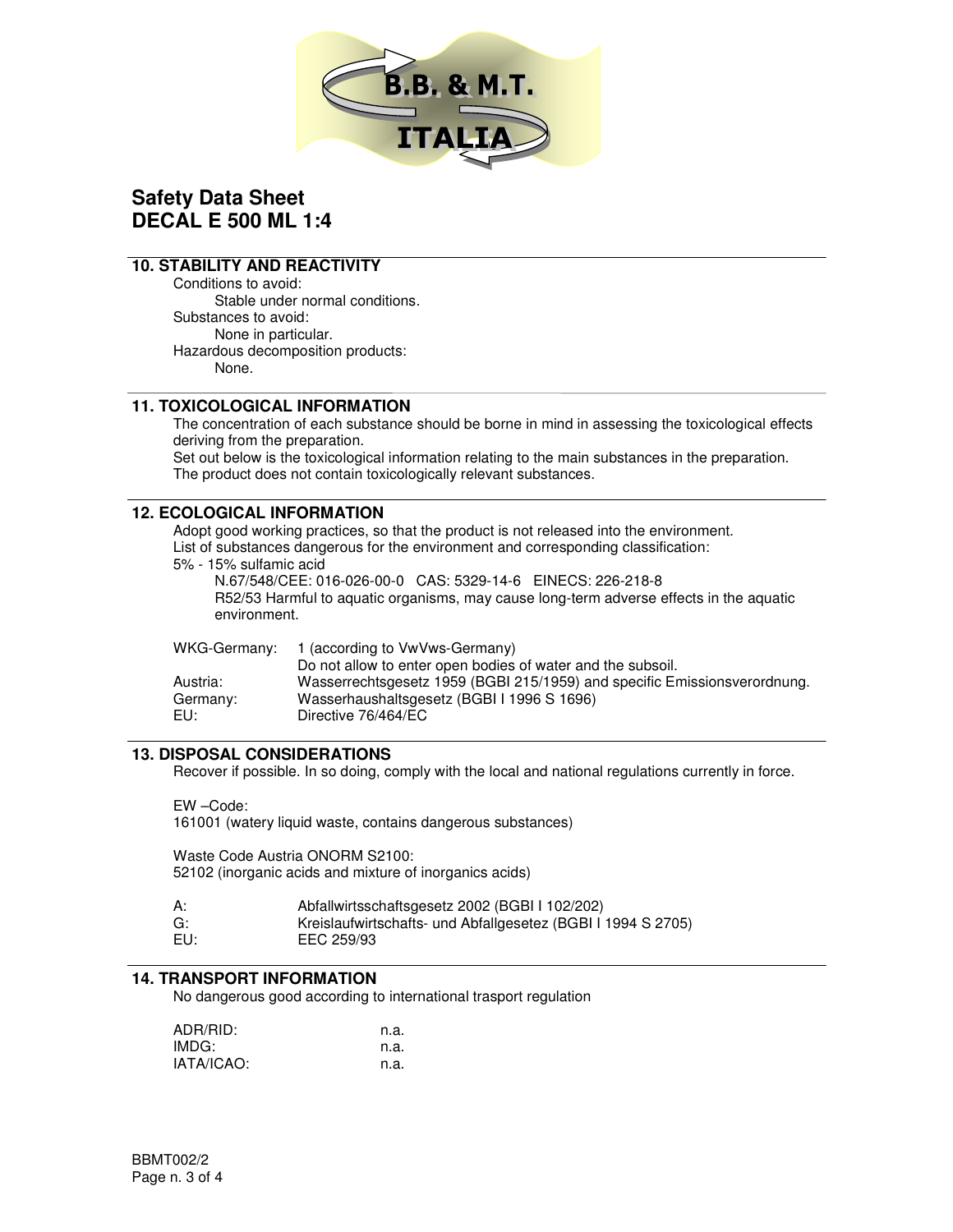B.B. & M.T.
ITALIA

# Safety Data Sheet
# DECAL E 500 ML 1:4

## 10. STABILITY AND REACTIVITY

Conditions to avoid:
    Stable under normal conditions.
Substances to avoid:
    None in particular.
Hazardous decomposition products:
    None.

## 11. TOXICOLOGICAL INFORMATION

The concentration of each substance should be borne in mind in assessing the toxicological effects deriving from the preparation.
Set out below is the toxicological information relating to the main substances in the preparation.
The product does not contain toxicologically relevant substances.

## 12. ECOLOGICAL INFORMATION

Adopt good working practices, so that the product is not released into the environment.
List of substances dangerous for the environment and corresponding classification:
5% - 15% sulfamic acid
    N.67/548/CEE: 016-026-00-0   CAS: 5329-14-6   EINECS: 226-218-8
    R52/53 Harmful to aquatic organisms, may cause long-term adverse effects in the aquatic environment.

| | |
|---|---|
| WKG-Germany: | 1 (according to VwVws-Germany) Do not allow to enter open bodies of water and the subsoil. |
| Austria: | Wasserrechtsgesetz 1959 (BGBI 215/1959) and specific Emissionsverordnung. |
| Germany: | Wasserhaushaltsgesetz (BGBI I 1996 S 1696) |
| EU: | Directive 76/464/EC |

## 13. DISPOSAL CONSIDERATIONS

Recover if possible. In so doing, comply with the local and national regulations currently in force.

EW –Code:
161001 (watery liquid waste, contains dangerous substances)

Waste Code Austria ONORM S2100:
52102 (inorganic acids and mixture of inorganics acids)

| | |
|---|---|
| A: | Abfallwirtsschaftsgesetz 2002 (BGBI I 102/202) |
| G: | Kreislaufwirtschafts- und Abfallgesetez (BGBI I 1994 S 2705) |
| EU: | EEC 259/93 |

## 14. TRANSPORT INFORMATION

No dangerous good according to international trasport regulation

| | |
|---|---|
| ADR/RID: | n.a. |
| IMDG: | n.a. |
| IATA/ICAO: | n.a. |

BBMT002/2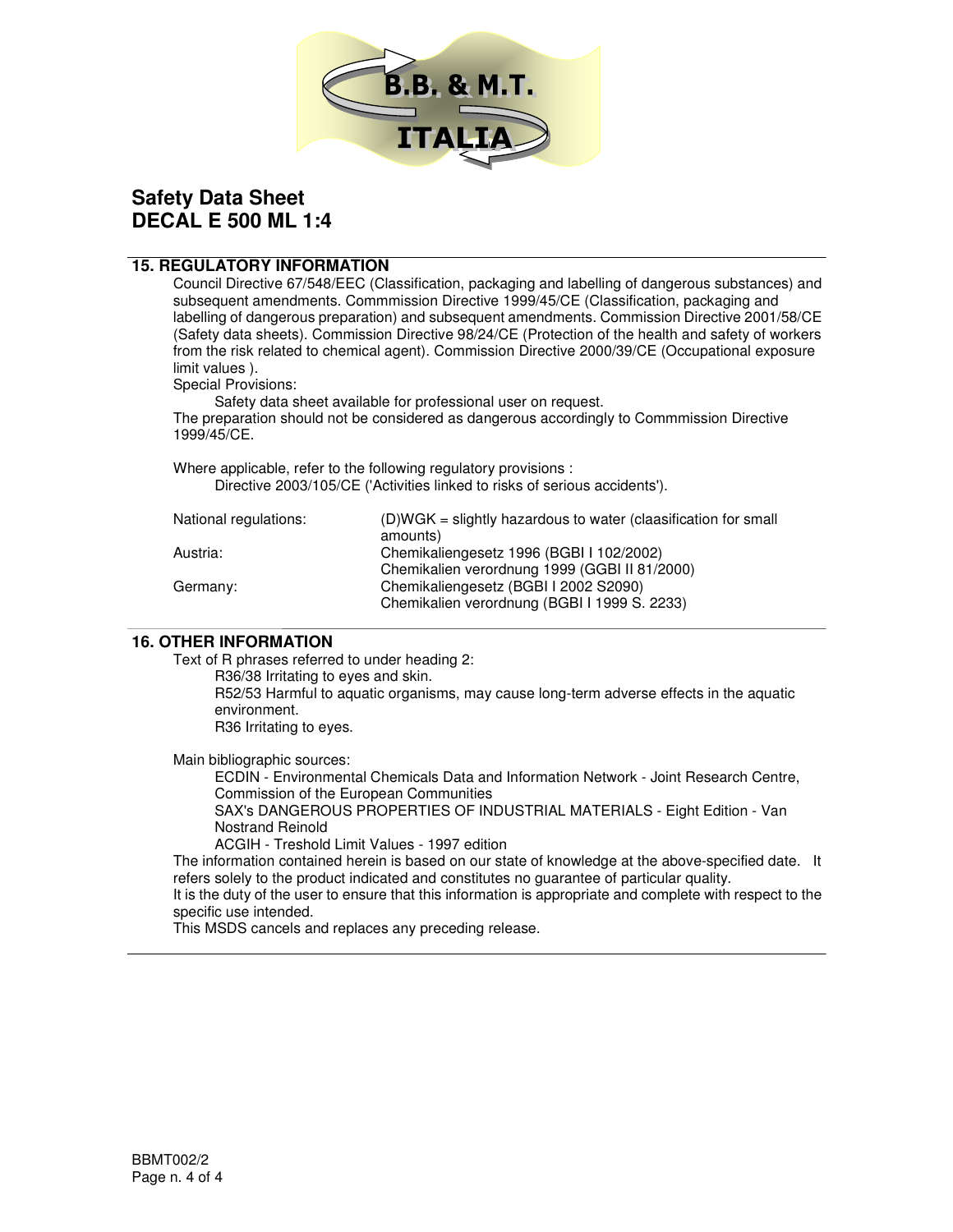B.B. & M.T. ITALIA

# Safety Data Sheet
# DECAL E 500 ML 1:4

## 15. REGULATORY INFORMATION

Council Directive 67/548/EEC (Classification, packaging and labelling of dangerous substances) and subsequent amendments. Commmission Directive 1999/45/CE (Classification, packaging and labelling of dangerous preparation) and subsequent amendments. Commission Directive 2001/58/CE (Safety data sheets). Commission Directive 98/24/CE (Protection of the health and safety of workers from the risk related to chemical agent). Commission Directive 2000/39/CE (Occupational exposure limit values ).

Special Provisions:

Safety data sheet available for professional user on request.

The preparation should not be considered as dangerous accordingly to Commmission Directive 1999/45/CE.

Where applicable, refer to the following regulatory provisions :

Directive 2003/105/CE ('Activities linked to risks of serious accidents').

| | |
|---|---|
| National regulations: | (D)WGK = slightly hazardous to water (claasification for small amounts) |
| Austria: | Chemikaliengesetz 1996 (BGBI I 102/2002)<br>Chemikalien verordnung 1999 (GGBI II 81/2000) |
| Germany: | Chemikaliengesetz (BGBI I 2002 S2090)<br>Chemikalien verordnung (BGBI I 1999 S. 2233) |

## 16. OTHER INFORMATION

Text of R phrases referred to under heading 2:

R36/38 Irritating to eyes and skin.

R52/53 Harmful to aquatic organisms, may cause long-term adverse effects in the aquatic environment.

R36 Irritating to eyes.

Main bibliographic sources:

ECDIN - Environmental Chemicals Data and Information Network - Joint Research Centre, Commission of the European Communities

SAX's DANGEROUS PROPERTIES OF INDUSTRIAL MATERIALS - Eight Edition - Van Nostrand Reinold

ACGIH - Treshold Limit Values - 1997 edition

The information contained herein is based on our state of knowledge at the above-specified date. It refers solely to the product indicated and constitutes no guarantee of particular quality.

It is the duty of the user to ensure that this information is appropriate and complete with respect to the specific use intended.

This MSDS cancels and replaces any preceding release.

BBMT002/2